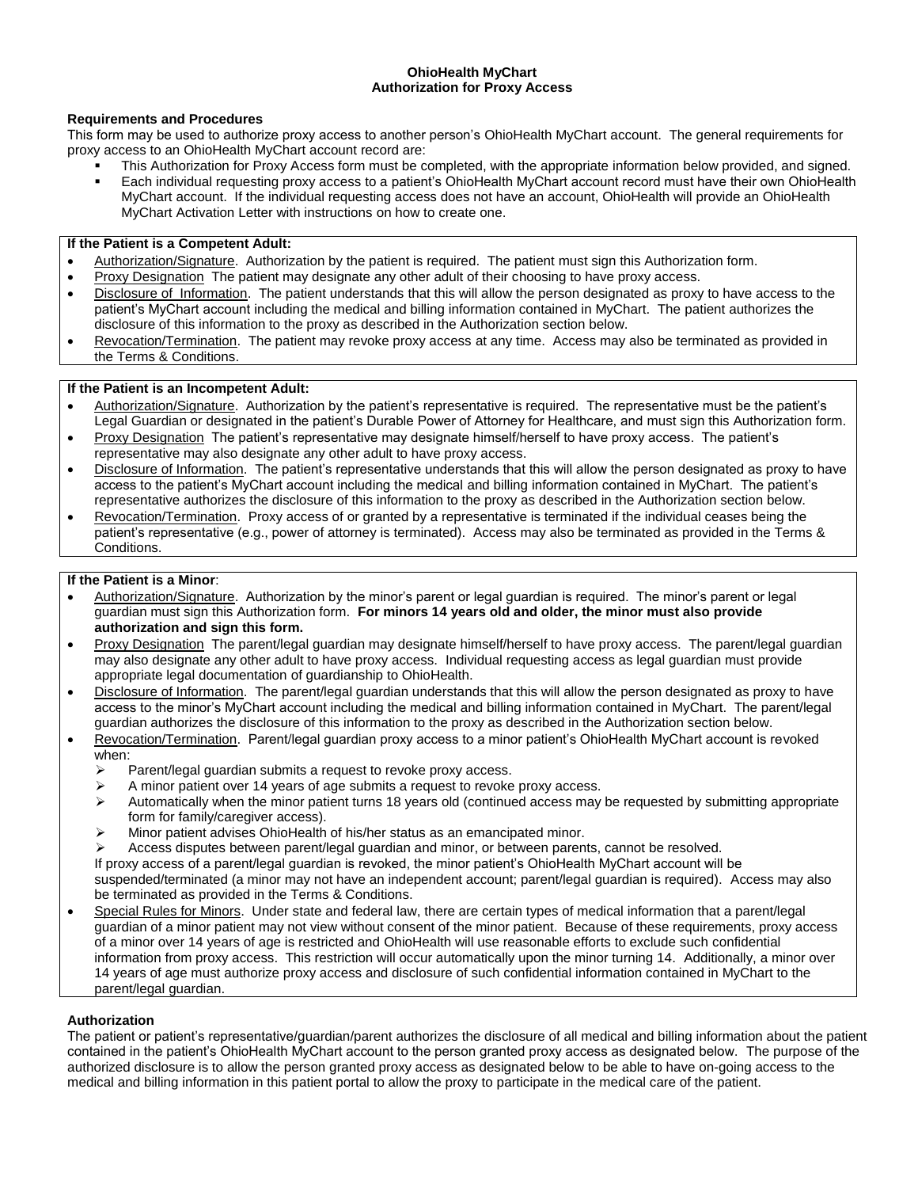**OhioHealth MyChart**
**Authorization for Proxy Access**

### Requirements and Procedures

This form may be used to authorize proxy access to another person's OhioHealth MyChart account. The general requirements for proxy access to an OhioHealth MyChart account record are:

- This Authorization for Proxy Access form must be completed, with the appropriate information below provided, and signed.
- Each individual requesting proxy access to a patient's OhioHealth MyChart account record must have their own OhioHealth MyChart account. If the individual requesting access does not have an account, OhioHealth will provide an OhioHealth MyChart Activation Letter with instructions on how to create one.

**If the Patient is a Competent Adult:**

- Authorization/Signature. Authorization by the patient is required. The patient must sign this Authorization form.
- Proxy Designation The patient may designate any other adult of their choosing to have proxy access.
- Disclosure of Information. The patient understands that this will allow the person designated as proxy to have access to the patient's MyChart account including the medical and billing information contained in MyChart. The patient authorizes the disclosure of this information to the proxy as described in the Authorization section below.
- Revocation/Termination. The patient may revoke proxy access at any time. Access may also be terminated as provided in the Terms & Conditions.

**If the Patient is an Incompetent Adult:**

- Authorization/Signature. Authorization by the patient's representative is required. The representative must be the patient's Legal Guardian or designated in the patient's Durable Power of Attorney for Healthcare, and must sign this Authorization form.
- Proxy Designation The patient's representative may designate himself/herself to have proxy access. The patient's representative may also designate any other adult to have proxy access.
- Disclosure of Information. The patient's representative understands that this will allow the person designated as proxy to have access to the patient's MyChart account including the medical and billing information contained in MyChart. The patient's representative authorizes the disclosure of this information to the proxy as described in the Authorization section below.
- Revocation/Termination. Proxy access of or granted by a representative is terminated if the individual ceases being the patient's representative (e.g., power of attorney is terminated). Access may also be terminated as provided in the Terms & Conditions.

**If the Patient is a Minor**:

- Authorization/Signature. Authorization by the minor's parent or legal guardian is required. The minor's parent or legal guardian must sign this Authorization form. **For minors 14 years old and older, the minor must also provide authorization and sign this form.**
- Proxy Designation The parent/legal guardian may designate himself/herself to have proxy access. The parent/legal guardian may also designate any other adult to have proxy access. Individual requesting access as legal guardian must provide appropriate legal documentation of guardianship to OhioHealth.
- Disclosure of Information. The parent/legal guardian understands that this will allow the person designated as proxy to have access to the minor's MyChart account including the medical and billing information contained in MyChart. The parent/legal guardian authorizes the disclosure of this information to the proxy as described in the Authorization section below.
- Revocation/Termination. Parent/legal guardian proxy access to a minor patient's OhioHealth MyChart account is revoked when:
  - Parent/legal guardian submits a request to revoke proxy access.
  - A minor patient over 14 years of age submits a request to revoke proxy access.
  - Automatically when the minor patient turns 18 years old (continued access may be requested by submitting appropriate form for family/caregiver access).
  - Minor patient advises OhioHealth of his/her status as an emancipated minor.
  - Access disputes between parent/legal guardian and minor, or between parents, cannot be resolved.

  If proxy access of a parent/legal guardian is revoked, the minor patient's OhioHealth MyChart account will be suspended/terminated (a minor may not have an independent account; parent/legal guardian is required). Access may also be terminated as provided in the Terms & Conditions.
- Special Rules for Minors. Under state and federal law, there are certain types of medical information that a parent/legal guardian of a minor patient may not view without consent of the minor patient. Because of these requirements, proxy access of a minor over 14 years of age is restricted and OhioHealth will use reasonable efforts to exclude such confidential information from proxy access. This restriction will occur automatically upon the minor turning 14. Additionally, a minor over 14 years of age must authorize proxy access and disclosure of such confidential information contained in MyChart to the parent/legal guardian.

### Authorization

The patient or patient's representative/guardian/parent authorizes the disclosure of all medical and billing information about the patient contained in the patient's OhioHealth MyChart account to the person granted proxy access as designated below. The purpose of the authorized disclosure is to allow the person granted proxy access as designated below to be able to have on-going access to the medical and billing information in this patient portal to allow the proxy to participate in the medical care of the patient.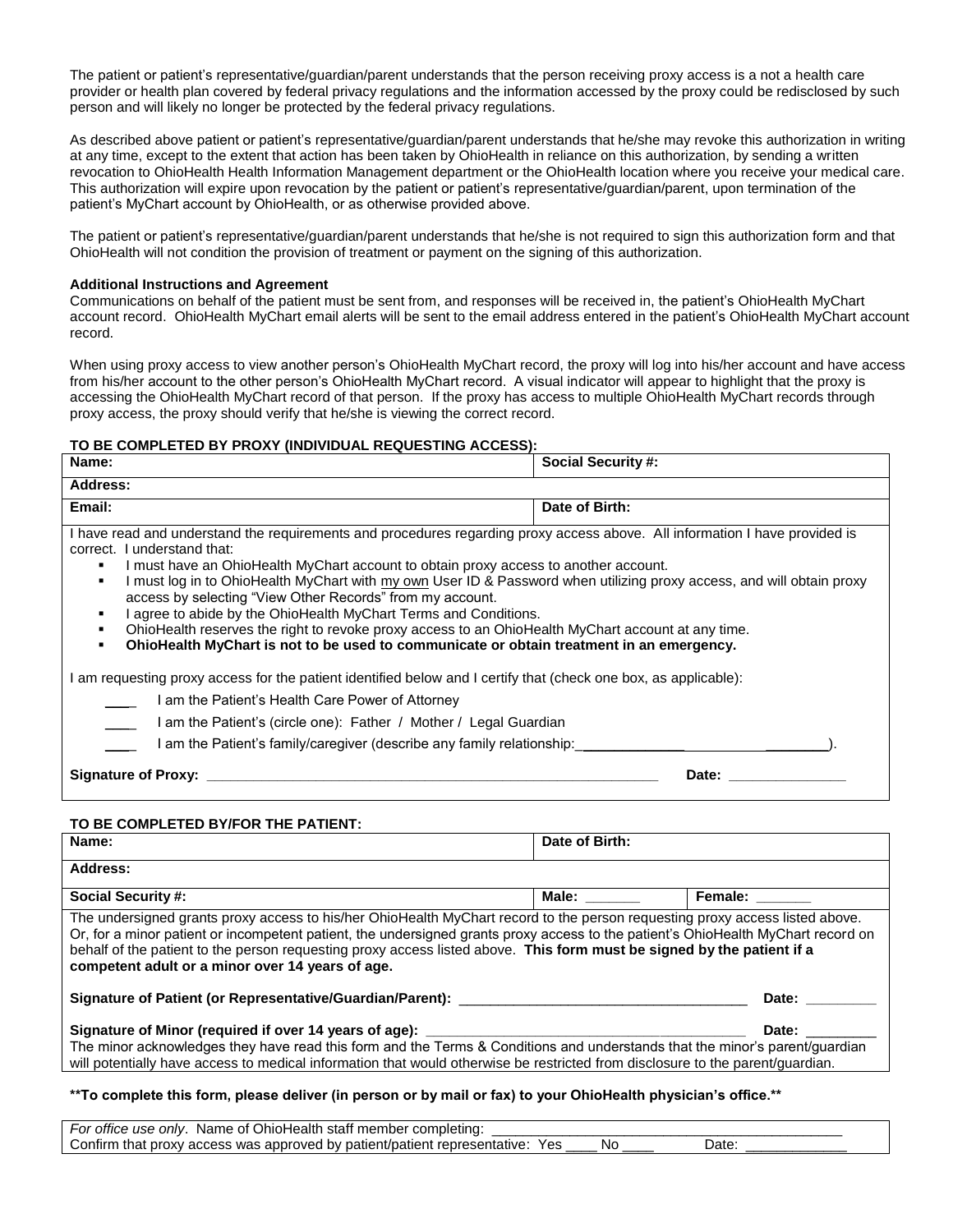The patient or patient's representative/guardian/parent understands that the person receiving proxy access is a not a health care provider or health plan covered by federal privacy regulations and the information accessed by the proxy could be redisclosed by such person and will likely no longer be protected by the federal privacy regulations.

As described above patient or patient's representative/guardian/parent understands that he/she may revoke this authorization in writing at any time, except to the extent that action has been taken by OhioHealth in reliance on this authorization, by sending a written revocation to OhioHealth Health Information Management department or the OhioHealth location where you receive your medical care. This authorization will expire upon revocation by the patient or patient's representative/guardian/parent, upon termination of the patient's MyChart account by OhioHealth, or as otherwise provided above.

The patient or patient's representative/guardian/parent understands that he/she is not required to sign this authorization form and that OhioHealth will not condition the provision of treatment or payment on the signing of this authorization.

**Additional Instructions and Agreement**

Communications on behalf of the patient must be sent from, and responses will be received in, the patient's OhioHealth MyChart account record. OhioHealth MyChart email alerts will be sent to the email address entered in the patient's OhioHealth MyChart account record.

When using proxy access to view another person's OhioHealth MyChart record, the proxy will log into his/her account and have access from his/her account to the other person's OhioHealth MyChart record. A visual indicator will appear to highlight that the proxy is accessing the OhioHealth MyChart record of that person. If the proxy has access to multiple OhioHealth MyChart records through proxy access, the proxy should verify that he/she is viewing the correct record.

**TO BE COMPLETED BY PROXY (INDIVIDUAL REQUESTING ACCESS):**

| | |
|---|---|
| **Name:** | **Social Security #:** |
| **Address:** | |
| **Email:** | **Date of Birth:** |

I have read and understand the requirements and procedures regarding proxy access above. All information I have provided is correct. I understand that:

- I must have an OhioHealth MyChart account to obtain proxy access to another account.
- I must log in to OhioHealth MyChart with my own User ID & Password when utilizing proxy access, and will obtain proxy access by selecting "View Other Records" from my account.
- I agree to abide by the OhioHealth MyChart Terms and Conditions.
- OhioHealth reserves the right to revoke proxy access to an OhioHealth MyChart account at any time.
- **OhioHealth MyChart is not to be used to communicate or obtain treatment in an emergency.**

I am requesting proxy access for the patient identified below and I certify that (check one box, as applicable):

____ I am the Patient's Health Care Power of Attorney

____ I am the Patient's (circle one): Father / Mother / Legal Guardian

____ I am the Patient's family/caregiver (describe any family relationship:________________________).

**Signature of Proxy:** ____________________________________________ **Date:** ______________

**TO BE COMPLETED BY/FOR THE PATIENT:**

| | | |
|---|---|---|
| **Name:** | **Date of Birth:** | |
| **Address:** | | |
| **Social Security #:** | **Male:** _______ | **Female:** _______ |

The undersigned grants proxy access to his/her OhioHealth MyChart record to the person requesting proxy access listed above. Or, for a minor patient or incompetent patient, the undersigned grants proxy access to the patient's OhioHealth MyChart record on behalf of the patient to the person requesting proxy access listed above. **This form must be signed by the patient if a competent adult or a minor over 14 years of age.**

**Signature of Patient (or Representative/Guardian/Parent):** ________________________________ **Date:** _________

**Signature of Minor (required if over 14 years of age):** ________________________________ **Date:** _________

The minor acknowledges they have read this form and the Terms & Conditions and understands that the minor's parent/guardian will potentially have access to medical information that would otherwise be restricted from disclosure to the parent/guardian.

**\*\*To complete this form, please deliver (in person or by mail or fax) to your OhioHealth physician's office.\*\***

*For office use only*. Name of OhioHealth staff member completing: ________________________________________

Confirm that proxy access was approved by patient/patient representative: Yes ____ No ____ Date: _____________